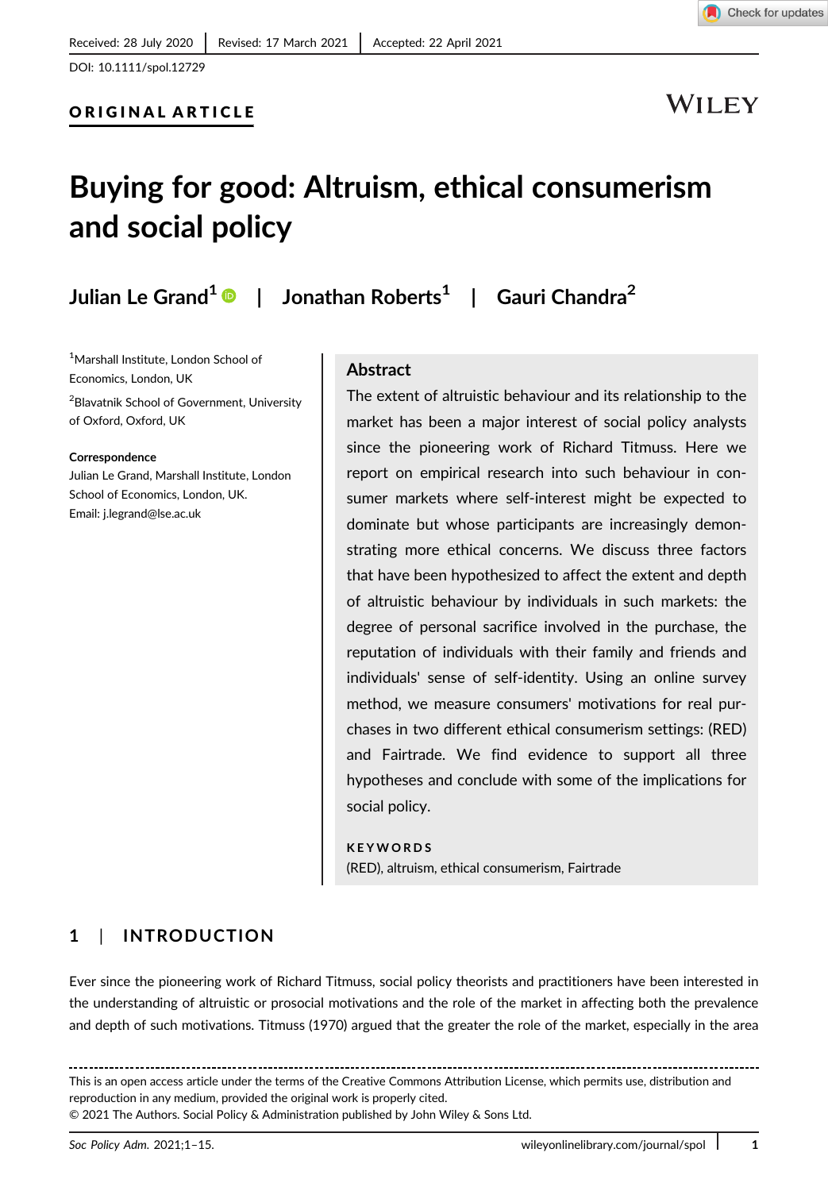Received: 28 July 2020 | Revised: 17 March 2021 | Accepted: 22 April 2021

DOI: 10.1111/spol.12729

**ORIGINAL ARTICLE**

# Buying for good: Altruism, ethical consumerism and social policy

**Julian Le Grand[1] | Jonathan Roberts[1] | Gauri Chandra[2]**

[1]Marshall Institute, London School of Economics, London, UK

[2]Blavatnik School of Government, University of Oxford, Oxford, UK

**Correspondence**
Julian Le Grand, Marshall Institute, London School of Economics, London, UK.
Email: j.legrand@lse.ac.uk

## Abstract

The extent of altruistic behaviour and its relationship to the market has been a major interest of social policy analysts since the pioneering work of Richard Titmuss. Here we report on empirical research into such behaviour in consumer markets where self-interest might be expected to dominate but whose participants are increasingly demonstrating more ethical concerns. We discuss three factors that have been hypothesized to affect the extent and depth of altruistic behaviour by individuals in such markets: the degree of personal sacrifice involved in the purchase, the reputation of individuals with their family and friends and individuals' sense of self-identity. Using an online survey method, we measure consumers' motivations for real purchases in two different ethical consumerism settings: (RED) and Fairtrade. We find evidence to support all three hypotheses and conclude with some of the implications for social policy.

**KEYWORDS**
(RED), altruism, ethical consumerism, Fairtrade

## 1 | INTRODUCTION

Ever since the pioneering work of Richard Titmuss, social policy theorists and practitioners have been interested in the understanding of altruistic or prosocial motivations and the role of the market in affecting both the prevalence and depth of such motivations. Titmuss (1970) argued that the greater the role of the market, especially in the area

This is an open access article under the terms of the Creative Commons Attribution License, which permits use, distribution and reproduction in any medium, provided the original work is properly cited.
© 2021 The Authors. Social Policy & Administration published by John Wiley & Sons Ltd.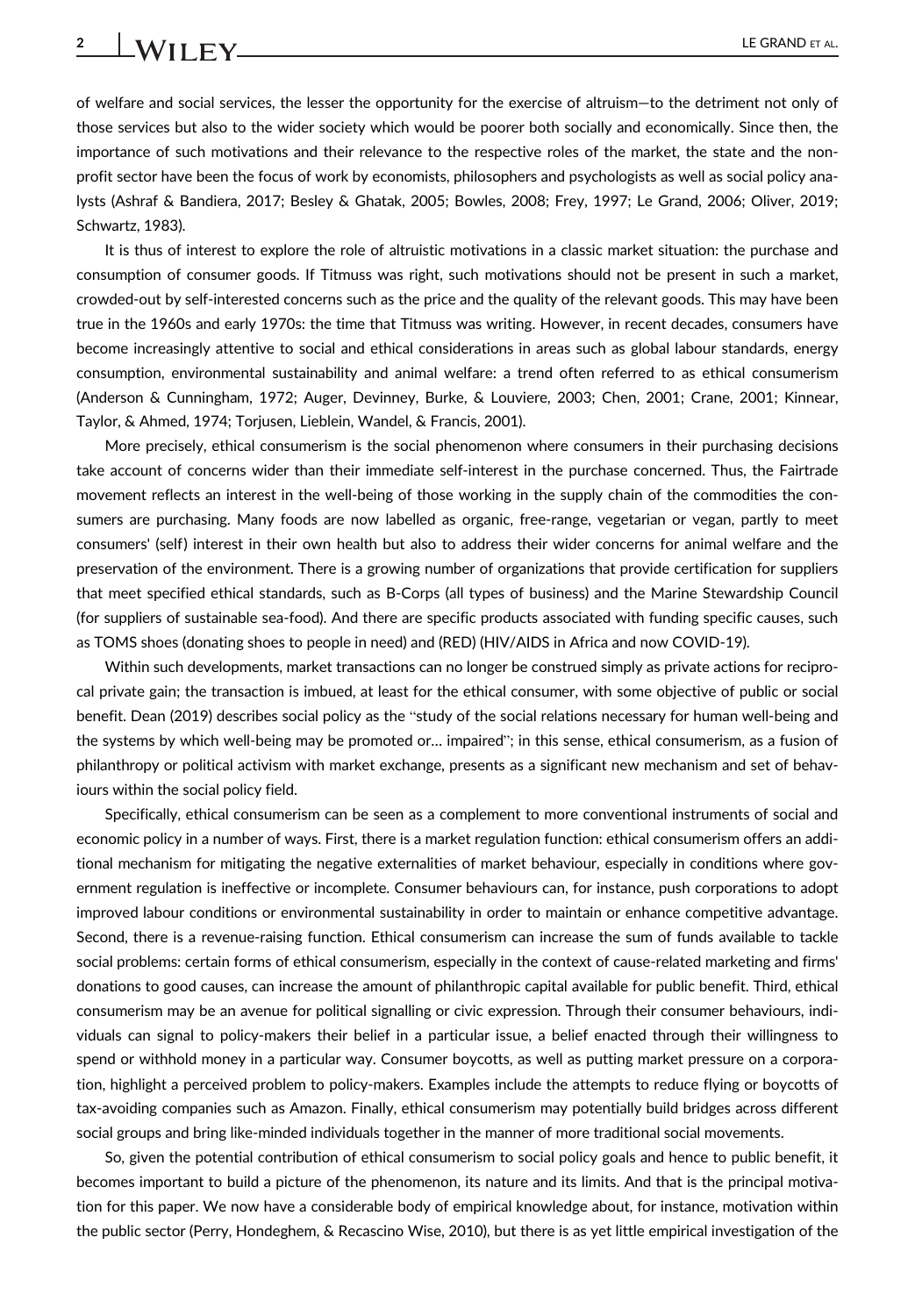of welfare and social services, the lesser the opportunity for the exercise of altruism—to the detriment not only of those services but also to the wider society which would be poorer both socially and economically. Since then, the importance of such motivations and their relevance to the respective roles of the market, the state and the non-profit sector have been the focus of work by economists, philosophers and psychologists as well as social policy analysts (Ashraf & Bandiera, 2017; Besley & Ghatak, 2005; Bowles, 2008; Frey, 1997; Le Grand, 2006; Oliver, 2019; Schwartz, 1983).

It is thus of interest to explore the role of altruistic motivations in a classic market situation: the purchase and consumption of consumer goods. If Titmuss was right, such motivations should not be present in such a market, crowded-out by self-interested concerns such as the price and the quality of the relevant goods. This may have been true in the 1960s and early 1970s: the time that Titmuss was writing. However, in recent decades, consumers have become increasingly attentive to social and ethical considerations in areas such as global labour standards, energy consumption, environmental sustainability and animal welfare: a trend often referred to as ethical consumerism (Anderson & Cunningham, 1972; Auger, Devinney, Burke, & Louviere, 2003; Chen, 2001; Crane, 2001; Kinnear, Taylor, & Ahmed, 1974; Torjusen, Lieblein, Wandel, & Francis, 2001).

More precisely, ethical consumerism is the social phenomenon where consumers in their purchasing decisions take account of concerns wider than their immediate self-interest in the purchase concerned. Thus, the Fairtrade movement reflects an interest in the well-being of those working in the supply chain of the commodities the consumers are purchasing. Many foods are now labelled as organic, free-range, vegetarian or vegan, partly to meet consumers' (self) interest in their own health but also to address their wider concerns for animal welfare and the preservation of the environment. There is a growing number of organizations that provide certification for suppliers that meet specified ethical standards, such as B-Corps (all types of business) and the Marine Stewardship Council (for suppliers of sustainable sea-food). And there are specific products associated with funding specific causes, such as TOMS shoes (donating shoes to people in need) and (RED) (HIV/AIDS in Africa and now COVID-19).

Within such developments, market transactions can no longer be construed simply as private actions for reciprocal private gain; the transaction is imbued, at least for the ethical consumer, with some objective of public or social benefit. Dean (2019) describes social policy as the "study of the social relations necessary for human well-being and the systems by which well-being may be promoted or… impaired"; in this sense, ethical consumerism, as a fusion of philanthropy or political activism with market exchange, presents as a significant new mechanism and set of behaviours within the social policy field.

Specifically, ethical consumerism can be seen as a complement to more conventional instruments of social and economic policy in a number of ways. First, there is a market regulation function: ethical consumerism offers an additional mechanism for mitigating the negative externalities of market behaviour, especially in conditions where government regulation is ineffective or incomplete. Consumer behaviours can, for instance, push corporations to adopt improved labour conditions or environmental sustainability in order to maintain or enhance competitive advantage. Second, there is a revenue-raising function. Ethical consumerism can increase the sum of funds available to tackle social problems: certain forms of ethical consumerism, especially in the context of cause-related marketing and firms' donations to good causes, can increase the amount of philanthropic capital available for public benefit. Third, ethical consumerism may be an avenue for political signalling or civic expression. Through their consumer behaviours, individuals can signal to policy-makers their belief in a particular issue, a belief enacted through their willingness to spend or withhold money in a particular way. Consumer boycotts, as well as putting market pressure on a corporation, highlight a perceived problem to policy-makers. Examples include the attempts to reduce flying or boycotts of tax-avoiding companies such as Amazon. Finally, ethical consumerism may potentially build bridges across different social groups and bring like-minded individuals together in the manner of more traditional social movements.

So, given the potential contribution of ethical consumerism to social policy goals and hence to public benefit, it becomes important to build a picture of the phenomenon, its nature and its limits. And that is the principal motivation for this paper. We now have a considerable body of empirical knowledge about, for instance, motivation within the public sector (Perry, Hondeghem, & Recascino Wise, 2010), but there is as yet little empirical investigation of the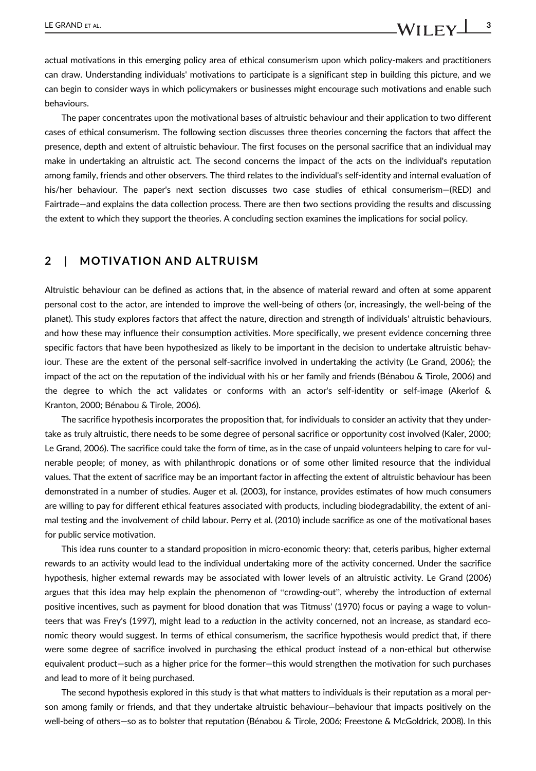actual motivations in this emerging policy area of ethical consumerism upon which policy-makers and practitioners can draw. Understanding individuals' motivations to participate is a significant step in building this picture, and we can begin to consider ways in which policymakers or businesses might encourage such motivations and enable such behaviours.

The paper concentrates upon the motivational bases of altruistic behaviour and their application to two different cases of ethical consumerism. The following section discusses three theories concerning the factors that affect the presence, depth and extent of altruistic behaviour. The first focuses on the personal sacrifice that an individual may make in undertaking an altruistic act. The second concerns the impact of the acts on the individual's reputation among family, friends and other observers. The third relates to the individual's self-identity and internal evaluation of his/her behaviour. The paper's next section discusses two case studies of ethical consumerism—(RED) and Fairtrade—and explains the data collection process. There are then two sections providing the results and discussing the extent to which they support the theories. A concluding section examines the implications for social policy.

## 2 | MOTIVATION AND ALTRUISM

Altruistic behaviour can be defined as actions that, in the absence of material reward and often at some apparent personal cost to the actor, are intended to improve the well-being of others (or, increasingly, the well-being of the planet). This study explores factors that affect the nature, direction and strength of individuals' altruistic behaviours, and how these may influence their consumption activities. More specifically, we present evidence concerning three specific factors that have been hypothesized as likely to be important in the decision to undertake altruistic behaviour. These are the extent of the personal self-sacrifice involved in undertaking the activity (Le Grand, 2006); the impact of the act on the reputation of the individual with his or her family and friends (Bénabou & Tirole, 2006) and the degree to which the act validates or conforms with an actor's self-identity or self-image (Akerlof & Kranton, 2000; Bénabou & Tirole, 2006).

The sacrifice hypothesis incorporates the proposition that, for individuals to consider an activity that they undertake as truly altruistic, there needs to be some degree of personal sacrifice or opportunity cost involved (Kaler, 2000; Le Grand, 2006). The sacrifice could take the form of time, as in the case of unpaid volunteers helping to care for vulnerable people; of money, as with philanthropic donations or of some other limited resource that the individual values. That the extent of sacrifice may be an important factor in affecting the extent of altruistic behaviour has been demonstrated in a number of studies. Auger et al. (2003), for instance, provides estimates of how much consumers are willing to pay for different ethical features associated with products, including biodegradability, the extent of animal testing and the involvement of child labour. Perry et al. (2010) include sacrifice as one of the motivational bases for public service motivation.

This idea runs counter to a standard proposition in micro-economic theory: that, ceteris paribus, higher external rewards to an activity would lead to the individual undertaking more of the activity concerned. Under the sacrifice hypothesis, higher external rewards may be associated with lower levels of an altruistic activity. Le Grand (2006) argues that this idea may help explain the phenomenon of "crowding-out", whereby the introduction of external positive incentives, such as payment for blood donation that was Titmuss' (1970) focus or paying a wage to volunteers that was Frey's (1997), might lead to a *reduction* in the activity concerned, not an increase, as standard economic theory would suggest. In terms of ethical consumerism, the sacrifice hypothesis would predict that, if there were some degree of sacrifice involved in purchasing the ethical product instead of a non-ethical but otherwise equivalent product—such as a higher price for the former—this would strengthen the motivation for such purchases and lead to more of it being purchased.

The second hypothesis explored in this study is that what matters to individuals is their reputation as a moral person among family or friends, and that they undertake altruistic behaviour—behaviour that impacts positively on the well-being of others—so as to bolster that reputation (Bénabou & Tirole, 2006; Freestone & McGoldrick, 2008). In this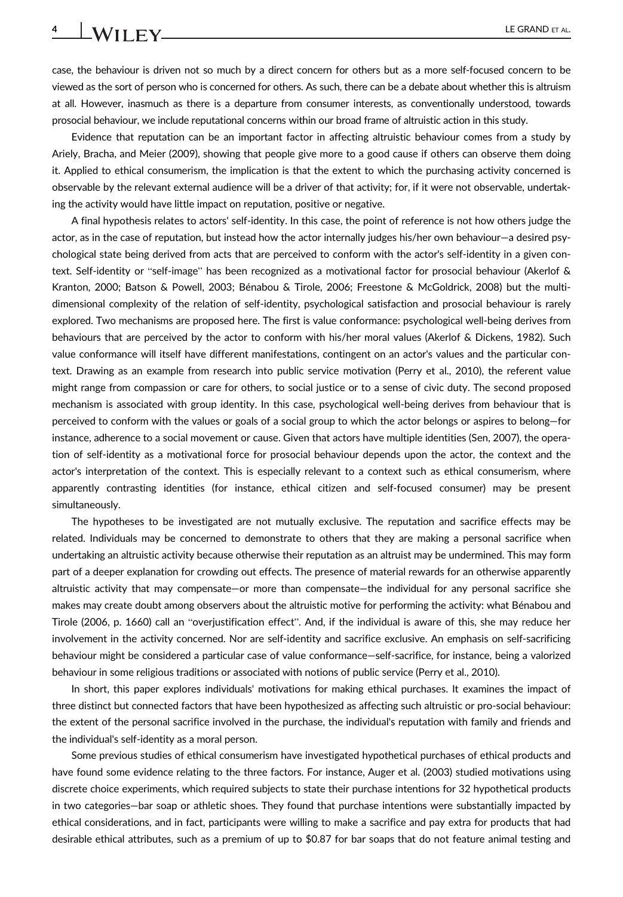case, the behaviour is driven not so much by a direct concern for others but as a more self-focused concern to be viewed as the sort of person who is concerned for others. As such, there can be a debate about whether this is altruism at all. However, inasmuch as there is a departure from consumer interests, as conventionally understood, towards prosocial behaviour, we include reputational concerns within our broad frame of altruistic action in this study.

Evidence that reputation can be an important factor in affecting altruistic behaviour comes from a study by Ariely, Bracha, and Meier (2009), showing that people give more to a good cause if others can observe them doing it. Applied to ethical consumerism, the implication is that the extent to which the purchasing activity concerned is observable by the relevant external audience will be a driver of that activity; for, if it were not observable, undertaking the activity would have little impact on reputation, positive or negative.

A final hypothesis relates to actors' self-identity. In this case, the point of reference is not how others judge the actor, as in the case of reputation, but instead how the actor internally judges his/her own behaviour—a desired psychological state being derived from acts that are perceived to conform with the actor's self-identity in a given context. Self-identity or "self-image" has been recognized as a motivational factor for prosocial behaviour (Akerlof & Kranton, 2000; Batson & Powell, 2003; Bénabou & Tirole, 2006; Freestone & McGoldrick, 2008) but the multi-dimensional complexity of the relation of self-identity, psychological satisfaction and prosocial behaviour is rarely explored. Two mechanisms are proposed here. The first is value conformance: psychological well-being derives from behaviours that are perceived by the actor to conform with his/her moral values (Akerlof & Dickens, 1982). Such value conformance will itself have different manifestations, contingent on an actor's values and the particular context. Drawing as an example from research into public service motivation (Perry et al., 2010), the referent value might range from compassion or care for others, to social justice or to a sense of civic duty. The second proposed mechanism is associated with group identity. In this case, psychological well-being derives from behaviour that is perceived to conform with the values or goals of a social group to which the actor belongs or aspires to belong—for instance, adherence to a social movement or cause. Given that actors have multiple identities (Sen, 2007), the operation of self-identity as a motivational force for prosocial behaviour depends upon the actor, the context and the actor's interpretation of the context. This is especially relevant to a context such as ethical consumerism, where apparently contrasting identities (for instance, ethical citizen and self-focused consumer) may be present simultaneously.

The hypotheses to be investigated are not mutually exclusive. The reputation and sacrifice effects may be related. Individuals may be concerned to demonstrate to others that they are making a personal sacrifice when undertaking an altruistic activity because otherwise their reputation as an altruist may be undermined. This may form part of a deeper explanation for crowding out effects. The presence of material rewards for an otherwise apparently altruistic activity that may compensate—or more than compensate—the individual for any personal sacrifice she makes may create doubt among observers about the altruistic motive for performing the activity: what Bénabou and Tirole (2006, p. 1660) call an "overjustification effect". And, if the individual is aware of this, she may reduce her involvement in the activity concerned. Nor are self-identity and sacrifice exclusive. An emphasis on self-sacrificing behaviour might be considered a particular case of value conformance—self-sacrifice, for instance, being a valorized behaviour in some religious traditions or associated with notions of public service (Perry et al., 2010).

In short, this paper explores individuals' motivations for making ethical purchases. It examines the impact of three distinct but connected factors that have been hypothesized as affecting such altruistic or pro-social behaviour: the extent of the personal sacrifice involved in the purchase, the individual's reputation with family and friends and the individual's self-identity as a moral person.

Some previous studies of ethical consumerism have investigated hypothetical purchases of ethical products and have found some evidence relating to the three factors. For instance, Auger et al. (2003) studied motivations using discrete choice experiments, which required subjects to state their purchase intentions for 32 hypothetical products in two categories—bar soap or athletic shoes. They found that purchase intentions were substantially impacted by ethical considerations, and in fact, participants were willing to make a sacrifice and pay extra for products that had desirable ethical attributes, such as a premium of up to $0.87 for bar soaps that do not feature animal testing and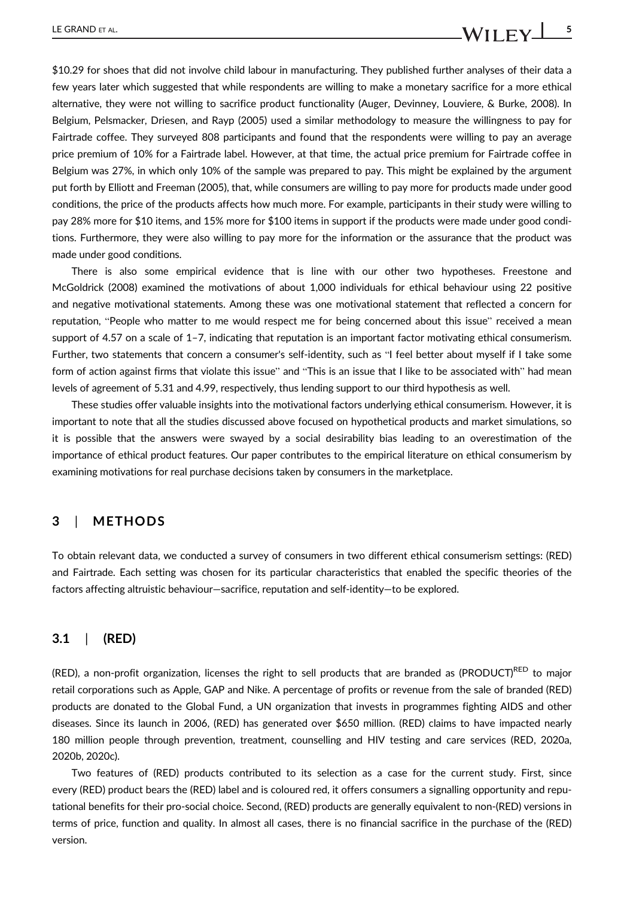$10.29 for shoes that did not involve child labour in manufacturing. They published further analyses of their data a few years later which suggested that while respondents are willing to make a monetary sacrifice for a more ethical alternative, they were not willing to sacrifice product functionality (Auger, Devinney, Louviere, & Burke, 2008). In Belgium, Pelsmacker, Driesen, and Rayp (2005) used a similar methodology to measure the willingness to pay for Fairtrade coffee. They surveyed 808 participants and found that the respondents were willing to pay an average price premium of 10% for a Fairtrade label. However, at that time, the actual price premium for Fairtrade coffee in Belgium was 27%, in which only 10% of the sample was prepared to pay. This might be explained by the argument put forth by Elliott and Freeman (2005), that, while consumers are willing to pay more for products made under good conditions, the price of the products affects how much more. For example, participants in their study were willing to pay 28% more for $10 items, and 15% more for $100 items in support if the products were made under good conditions. Furthermore, they were also willing to pay more for the information or the assurance that the product was made under good conditions.

There is also some empirical evidence that is line with our other two hypotheses. Freestone and McGoldrick (2008) examined the motivations of about 1,000 individuals for ethical behaviour using 22 positive and negative motivational statements. Among these was one motivational statement that reflected a concern for reputation, "People who matter to me would respect me for being concerned about this issue" received a mean support of 4.57 on a scale of 1–7, indicating that reputation is an important factor motivating ethical consumerism. Further, two statements that concern a consumer's self-identity, such as "I feel better about myself if I take some form of action against firms that violate this issue" and "This is an issue that I like to be associated with" had mean levels of agreement of 5.31 and 4.99, respectively, thus lending support to our third hypothesis as well.

These studies offer valuable insights into the motivational factors underlying ethical consumerism. However, it is important to note that all the studies discussed above focused on hypothetical products and market simulations, so it is possible that the answers were swayed by a social desirability bias leading to an overestimation of the importance of ethical product features. Our paper contributes to the empirical literature on ethical consumerism by examining motivations for real purchase decisions taken by consumers in the marketplace.

## 3 | METHODS

To obtain relevant data, we conducted a survey of consumers in two different ethical consumerism settings: (RED) and Fairtrade. Each setting was chosen for its particular characteristics that enabled the specific theories of the factors affecting altruistic behaviour—sacrifice, reputation and self-identity—to be explored.

### 3.1 | (RED)

(RED), a non-profit organization, licenses the right to sell products that are branded as (PRODUCT)[RED] to major retail corporations such as Apple, GAP and Nike. A percentage of profits or revenue from the sale of branded (RED) products are donated to the Global Fund, a UN organization that invests in programmes fighting AIDS and other diseases. Since its launch in 2006, (RED) has generated over $650 million. (RED) claims to have impacted nearly 180 million people through prevention, treatment, counselling and HIV testing and care services (RED, 2020a, 2020b, 2020c).

Two features of (RED) products contributed to its selection as a case for the current study. First, since every (RED) product bears the (RED) label and is coloured red, it offers consumers a signalling opportunity and reputational benefits for their pro-social choice. Second, (RED) products are generally equivalent to non-(RED) versions in terms of price, function and quality. In almost all cases, there is no financial sacrifice in the purchase of the (RED) version.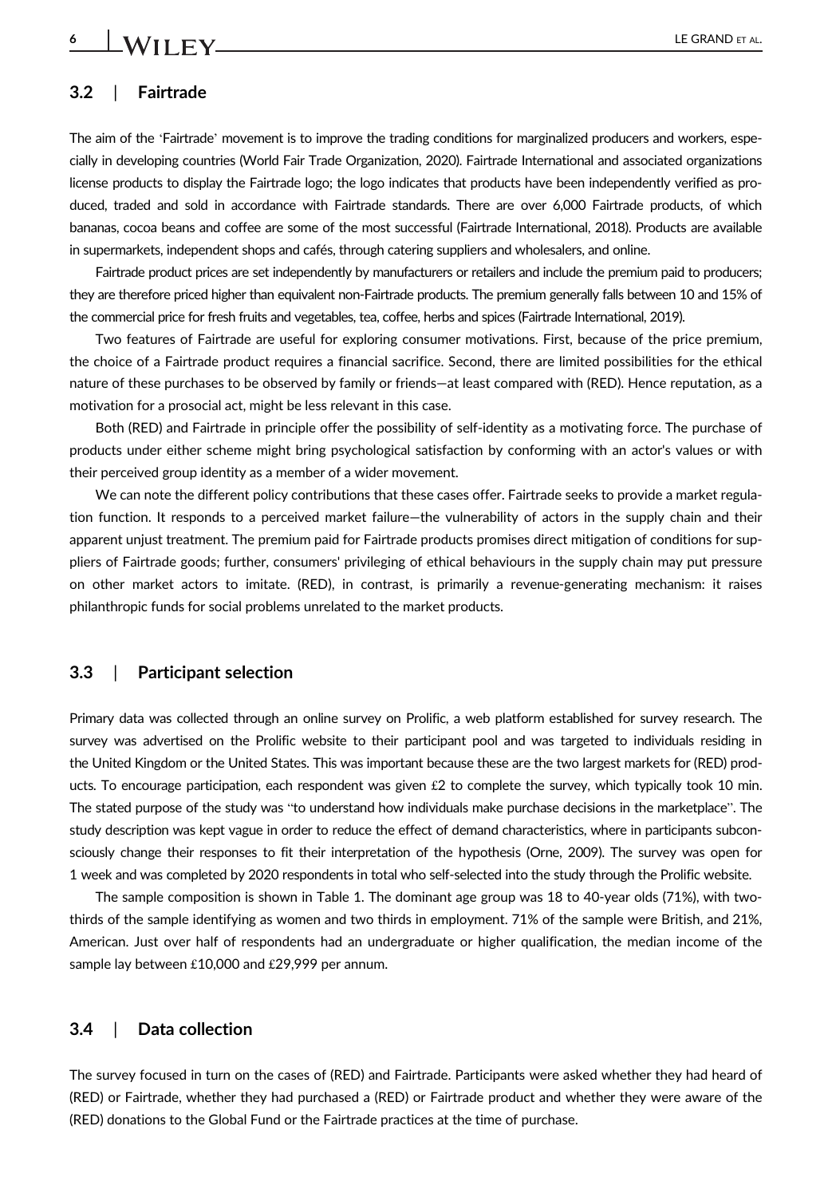### 3.2 | Fairtrade

The aim of the 'Fairtrade' movement is to improve the trading conditions for marginalized producers and workers, especially in developing countries (World Fair Trade Organization, 2020). Fairtrade International and associated organizations license products to display the Fairtrade logo; the logo indicates that products have been independently verified as produced, traded and sold in accordance with Fairtrade standards. There are over 6,000 Fairtrade products, of which bananas, cocoa beans and coffee are some of the most successful (Fairtrade International, 2018). Products are available in supermarkets, independent shops and cafés, through catering suppliers and wholesalers, and online.

Fairtrade product prices are set independently by manufacturers or retailers and include the premium paid to producers; they are therefore priced higher than equivalent non-Fairtrade products. The premium generally falls between 10 and 15% of the commercial price for fresh fruits and vegetables, tea, coffee, herbs and spices (Fairtrade International, 2019).

Two features of Fairtrade are useful for exploring consumer motivations. First, because of the price premium, the choice of a Fairtrade product requires a financial sacrifice. Second, there are limited possibilities for the ethical nature of these purchases to be observed by family or friends—at least compared with (RED). Hence reputation, as a motivation for a prosocial act, might be less relevant in this case.

Both (RED) and Fairtrade in principle offer the possibility of self-identity as a motivating force. The purchase of products under either scheme might bring psychological satisfaction by conforming with an actor's values or with their perceived group identity as a member of a wider movement.

We can note the different policy contributions that these cases offer. Fairtrade seeks to provide a market regulation function. It responds to a perceived market failure—the vulnerability of actors in the supply chain and their apparent unjust treatment. The premium paid for Fairtrade products promises direct mitigation of conditions for suppliers of Fairtrade goods; further, consumers' privileging of ethical behaviours in the supply chain may put pressure on other market actors to imitate. (RED), in contrast, is primarily a revenue-generating mechanism: it raises philanthropic funds for social problems unrelated to the market products.

### 3.3 | Participant selection

Primary data was collected through an online survey on Prolific, a web platform established for survey research. The survey was advertised on the Prolific website to their participant pool and was targeted to individuals residing in the United Kingdom or the United States. This was important because these are the two largest markets for (RED) products. To encourage participation, each respondent was given £2 to complete the survey, which typically took 10 min. The stated purpose of the study was "to understand how individuals make purchase decisions in the marketplace". The study description was kept vague in order to reduce the effect of demand characteristics, where in participants subconsciously change their responses to fit their interpretation of the hypothesis (Orne, 2009). The survey was open for 1 week and was completed by 2020 respondents in total who self-selected into the study through the Prolific website.

The sample composition is shown in Table 1. The dominant age group was 18 to 40-year olds (71%), with two-thirds of the sample identifying as women and two thirds in employment. 71% of the sample were British, and 21%, American. Just over half of respondents had an undergraduate or higher qualification, the median income of the sample lay between £10,000 and £29,999 per annum.

### 3.4 | Data collection

The survey focused in turn on the cases of (RED) and Fairtrade. Participants were asked whether they had heard of (RED) or Fairtrade, whether they had purchased a (RED) or Fairtrade product and whether they were aware of the (RED) donations to the Global Fund or the Fairtrade practices at the time of purchase.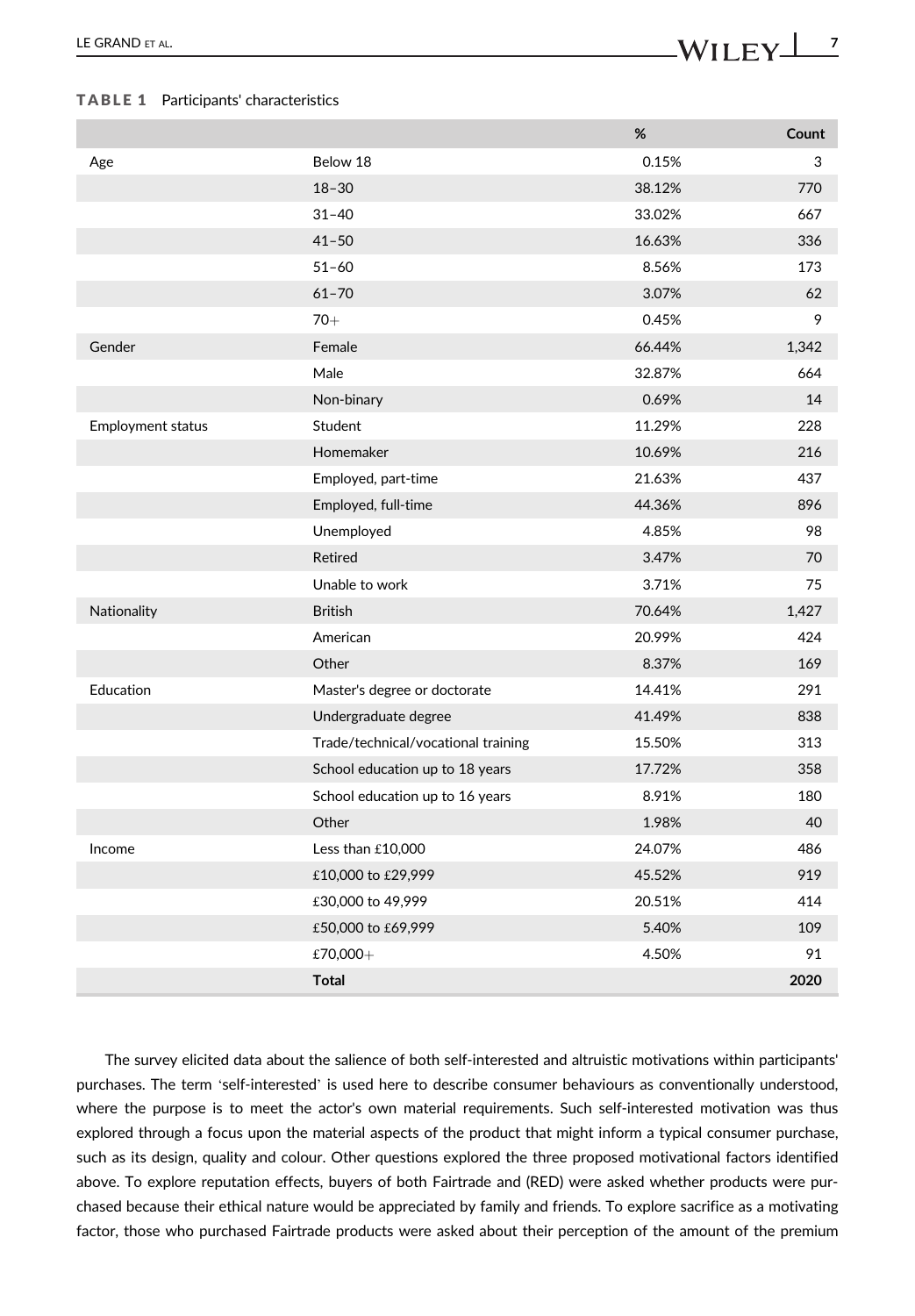**TABLE 1** Participants' characteristics

| | | % | Count |
|---|---|---|---|
| Age | Below 18 | 0.15% | 3 |
| | 18–30 | 38.12% | 770 |
| | 31–40 | 33.02% | 667 |
| | 41–50 | 16.63% | 336 |
| | 51–60 | 8.56% | 173 |
| | 61–70 | 3.07% | 62 |
| | 70+ | 0.45% | 9 |
| Gender | Female | 66.44% | 1,342 |
| | Male | 32.87% | 664 |
| | Non-binary | 0.69% | 14 |
| Employment status | Student | 11.29% | 228 |
| | Homemaker | 10.69% | 216 |
| | Employed, part-time | 21.63% | 437 |
| | Employed, full-time | 44.36% | 896 |
| | Unemployed | 4.85% | 98 |
| | Retired | 3.47% | 70 |
| | Unable to work | 3.71% | 75 |
| Nationality | British | 70.64% | 1,427 |
| | American | 20.99% | 424 |
| | Other | 8.37% | 169 |
| Education | Master's degree or doctorate | 14.41% | 291 |
| | Undergraduate degree | 41.49% | 838 |
| | Trade/technical/vocational training | 15.50% | 313 |
| | School education up to 18 years | 17.72% | 358 |
| | School education up to 16 years | 8.91% | 180 |
| | Other | 1.98% | 40 |
| Income | Less than £10,000 | 24.07% | 486 |
| | £10,000 to £29,999 | 45.52% | 919 |
| | £30,000 to 49,999 | 20.51% | 414 |
| | £50,000 to £69,999 | 5.40% | 109 |
| | £70,000+ | 4.50% | 91 |
| | **Total** | | **2020** |

The survey elicited data about the salience of both self-interested and altruistic motivations within participants' purchases. The term 'self-interested' is used here to describe consumer behaviours as conventionally understood, where the purpose is to meet the actor's own material requirements. Such self-interested motivation was thus explored through a focus upon the material aspects of the product that might inform a typical consumer purchase, such as its design, quality and colour. Other questions explored the three proposed motivational factors identified above. To explore reputation effects, buyers of both Fairtrade and (RED) were asked whether products were purchased because their ethical nature would be appreciated by family and friends. To explore sacrifice as a motivating factor, those who purchased Fairtrade products were asked about their perception of the amount of the premium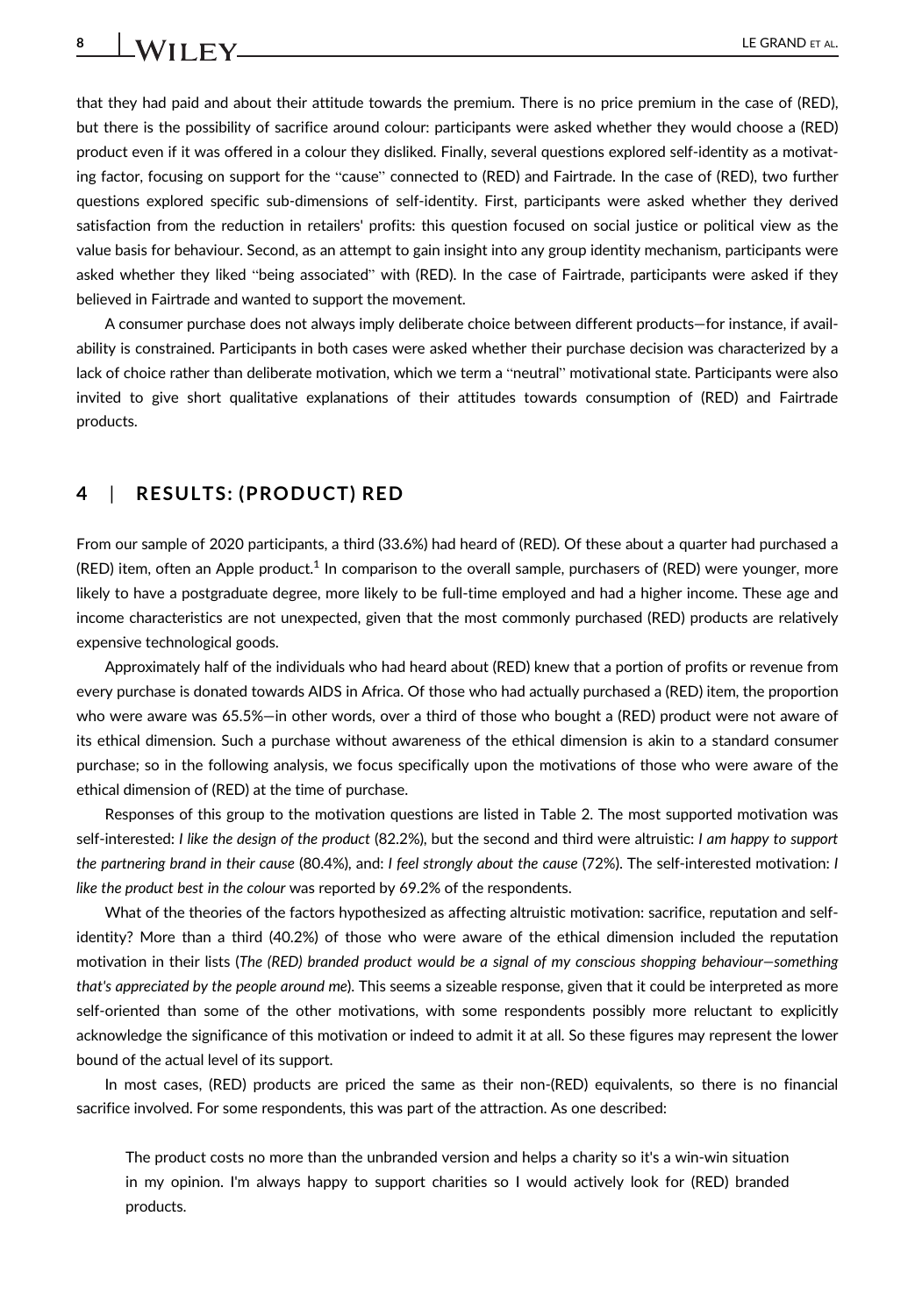that they had paid and about their attitude towards the premium. There is no price premium in the case of (RED), but there is the possibility of sacrifice around colour: participants were asked whether they would choose a (RED) product even if it was offered in a colour they disliked. Finally, several questions explored self-identity as a motivating factor, focusing on support for the "cause" connected to (RED) and Fairtrade. In the case of (RED), two further questions explored specific sub-dimensions of self-identity. First, participants were asked whether they derived satisfaction from the reduction in retailers' profits: this question focused on social justice or political view as the value basis for behaviour. Second, as an attempt to gain insight into any group identity mechanism, participants were asked whether they liked "being associated" with (RED). In the case of Fairtrade, participants were asked if they believed in Fairtrade and wanted to support the movement.

A consumer purchase does not always imply deliberate choice between different products—for instance, if availability is constrained. Participants in both cases were asked whether their purchase decision was characterized by a lack of choice rather than deliberate motivation, which we term a "neutral" motivational state. Participants were also invited to give short qualitative explanations of their attitudes towards consumption of (RED) and Fairtrade products.

## 4 | RESULTS: (PRODUCT) RED

From our sample of 2020 participants, a third (33.6%) had heard of (RED). Of these about a quarter had purchased a (RED) item, often an Apple product.[1] In comparison to the overall sample, purchasers of (RED) were younger, more likely to have a postgraduate degree, more likely to be full-time employed and had a higher income. These age and income characteristics are not unexpected, given that the most commonly purchased (RED) products are relatively expensive technological goods.

Approximately half of the individuals who had heard about (RED) knew that a portion of profits or revenue from every purchase is donated towards AIDS in Africa. Of those who had actually purchased a (RED) item, the proportion who were aware was 65.5%—in other words, over a third of those who bought a (RED) product were not aware of its ethical dimension. Such a purchase without awareness of the ethical dimension is akin to a standard consumer purchase; so in the following analysis, we focus specifically upon the motivations of those who were aware of the ethical dimension of (RED) at the time of purchase.

Responses of this group to the motivation questions are listed in Table 2. The most supported motivation was self-interested: *I like the design of the product* (82.2%), but the second and third were altruistic: *I am happy to support the partnering brand in their cause* (80.4%), and: *I feel strongly about the cause* (72%). The self-interested motivation: *I like the product best in the colour* was reported by 69.2% of the respondents.

What of the theories of the factors hypothesized as affecting altruistic motivation: sacrifice, reputation and self-identity? More than a third (40.2%) of those who were aware of the ethical dimension included the reputation motivation in their lists (*The (RED) branded product would be a signal of my conscious shopping behaviour—something that's appreciated by the people around me*). This seems a sizeable response, given that it could be interpreted as more self-oriented than some of the other motivations, with some respondents possibly more reluctant to explicitly acknowledge the significance of this motivation or indeed to admit it at all. So these figures may represent the lower bound of the actual level of its support.

In most cases, (RED) products are priced the same as their non-(RED) equivalents, so there is no financial sacrifice involved. For some respondents, this was part of the attraction. As one described:

> The product costs no more than the unbranded version and helps a charity so it's a win-win situation in my opinion. I'm always happy to support charities so I would actively look for (RED) branded products.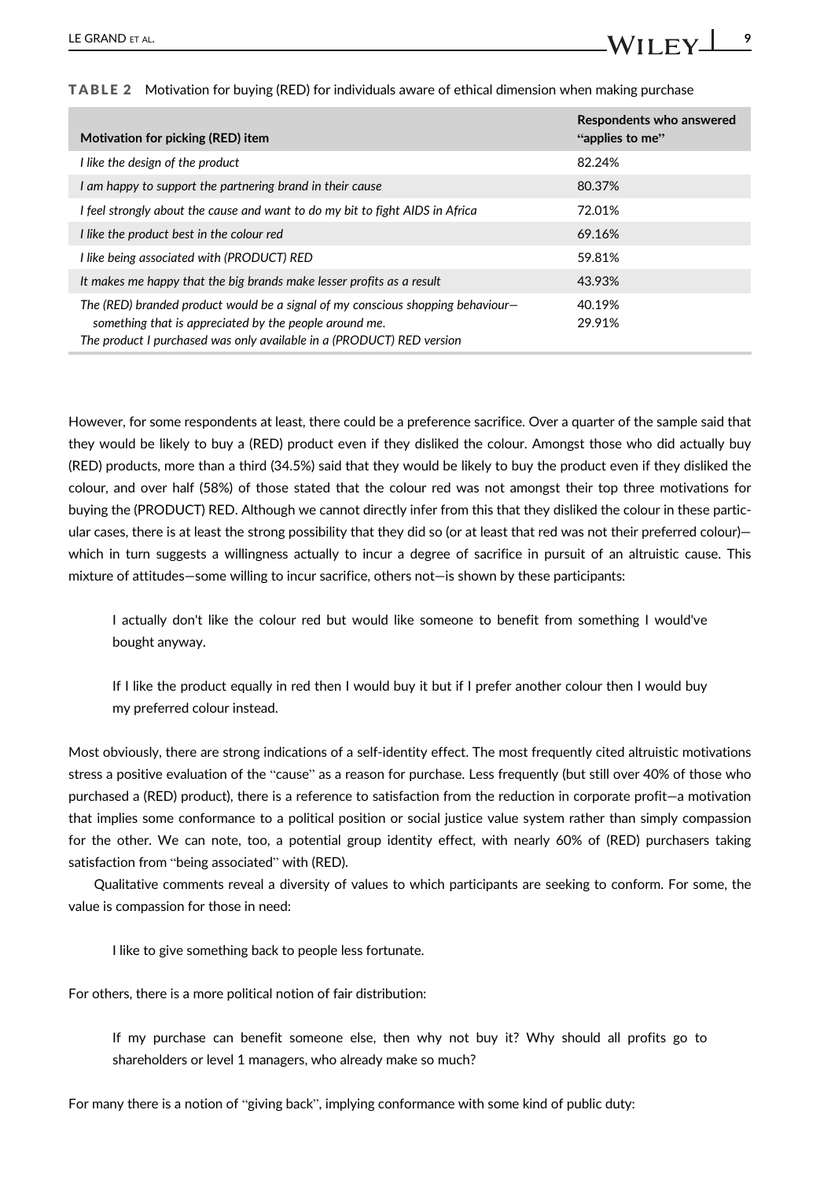**TABLE 2** Motivation for buying (RED) for individuals aware of ethical dimension when making purchase

| Motivation for picking (RED) item | Respondents who answered "applies to me" |
|---|---|
| *I like the design of the product* | 82.24% |
| *I am happy to support the partnering brand in their cause* | 80.37% |
| *I feel strongly about the cause and want to do my bit to fight AIDS in Africa* | 72.01% |
| *I like the product best in the colour red* | 69.16% |
| *I like being associated with (PRODUCT) RED* | 59.81% |
| *It makes me happy that the big brands make lesser profits as a result* | 43.93% |
| *The (RED) branded product would be a signal of my conscious shopping behaviour—something that is appreciated by the people around me.* | 40.19% |
| *The product I purchased was only available in a (PRODUCT) RED version* | 29.91% |

However, for some respondents at least, there could be a preference sacrifice. Over a quarter of the sample said that they would be likely to buy a (RED) product even if they disliked the colour. Amongst those who did actually buy (RED) products, more than a third (34.5%) said that they would be likely to buy the product even if they disliked the colour, and over half (58%) of those stated that the colour red was not amongst their top three motivations for buying the (PRODUCT) RED. Although we cannot directly infer from this that they disliked the colour in these particular cases, there is at least the strong possibility that they did so (or at least that red was not their preferred colour)—which in turn suggests a willingness actually to incur a degree of sacrifice in pursuit of an altruistic cause. This mixture of attitudes—some willing to incur sacrifice, others not—is shown by these participants:

> I actually don't like the colour red but would like someone to benefit from something I would've bought anyway.

> If I like the product equally in red then I would buy it but if I prefer another colour then I would buy my preferred colour instead.

Most obviously, there are strong indications of a self-identity effect. The most frequently cited altruistic motivations stress a positive evaluation of the "cause" as a reason for purchase. Less frequently (but still over 40% of those who purchased a (RED) product), there is a reference to satisfaction from the reduction in corporate profit—a motivation that implies some conformance to a political position or social justice value system rather than simply compassion for the other. We can note, too, a potential group identity effect, with nearly 60% of (RED) purchasers taking satisfaction from "being associated" with (RED).

Qualitative comments reveal a diversity of values to which participants are seeking to conform. For some, the value is compassion for those in need:

> I like to give something back to people less fortunate.

For others, there is a more political notion of fair distribution:

> If my purchase can benefit someone else, then why not buy it? Why should all profits go to shareholders or level 1 managers, who already make so much?

For many there is a notion of "giving back", implying conformance with some kind of public duty: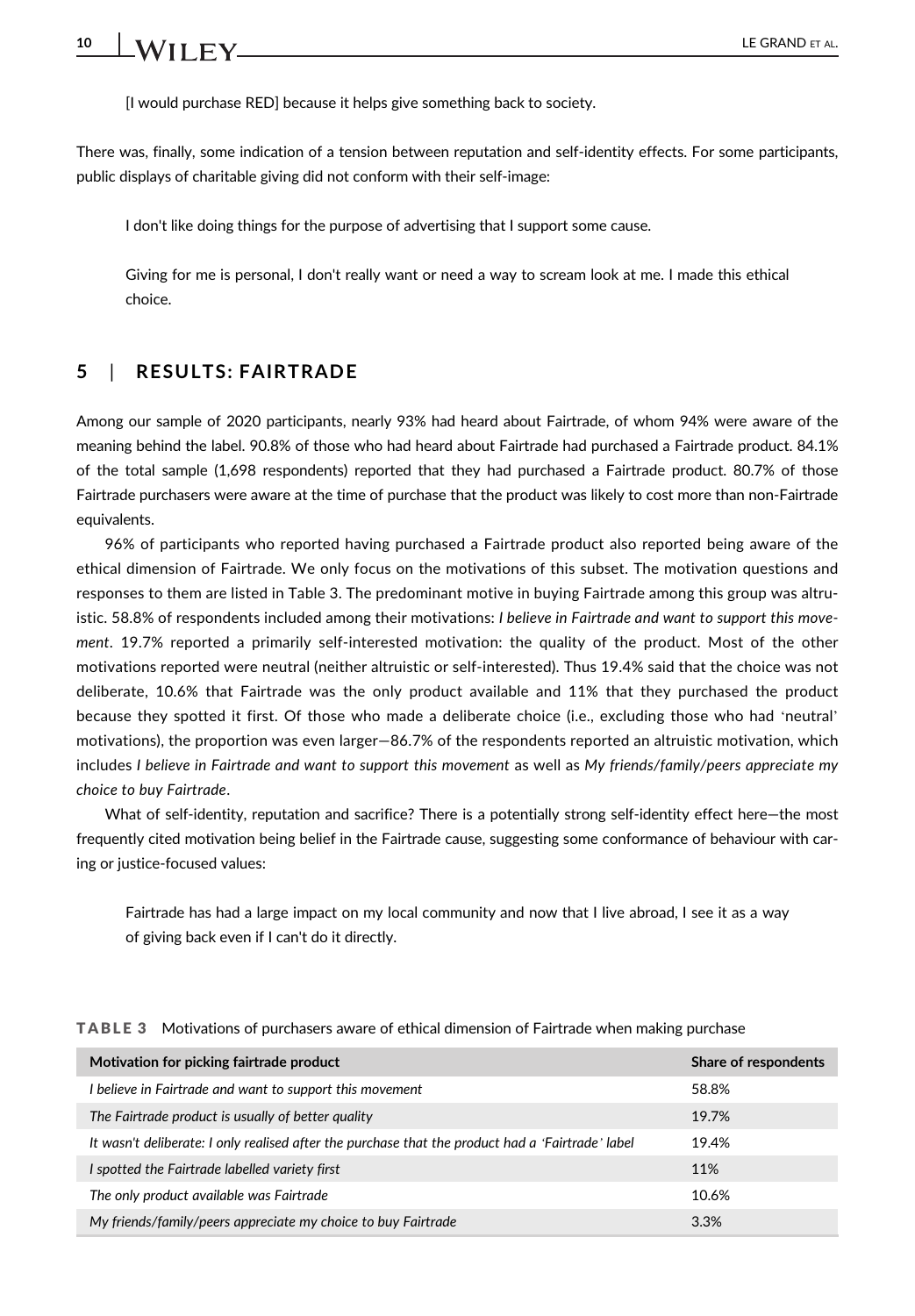> [I would purchase RED] because it helps give something back to society.

There was, finally, some indication of a tension between reputation and self-identity effects. For some participants, public displays of charitable giving did not conform with their self-image:

> I don't like doing things for the purpose of advertising that I support some cause.

> Giving for me is personal, I don't really want or need a way to scream look at me. I made this ethical choice.

## 5 | RESULTS: FAIRTRADE

Among our sample of 2020 participants, nearly 93% had heard about Fairtrade, of whom 94% were aware of the meaning behind the label. 90.8% of those who had heard about Fairtrade had purchased a Fairtrade product. 84.1% of the total sample (1,698 respondents) reported that they had purchased a Fairtrade product. 80.7% of those Fairtrade purchasers were aware at the time of purchase that the product was likely to cost more than non-Fairtrade equivalents.

96% of participants who reported having purchased a Fairtrade product also reported being aware of the ethical dimension of Fairtrade. We only focus on the motivations of this subset. The motivation questions and responses to them are listed in Table 3. The predominant motive in buying Fairtrade among this group was altruistic. 58.8% of respondents included among their motivations: *I believe in Fairtrade and want to support this movement*. 19.7% reported a primarily self-interested motivation: the quality of the product. Most of the other motivations reported were neutral (neither altruistic or self-interested). Thus 19.4% said that the choice was not deliberate, 10.6% that Fairtrade was the only product available and 11% that they purchased the product because they spotted it first. Of those who made a deliberate choice (i.e., excluding those who had 'neutral' motivations), the proportion was even larger—86.7% of the respondents reported an altruistic motivation, which includes *I believe in Fairtrade and want to support this movement* as well as *My friends/family/peers appreciate my choice to buy Fairtrade*.

What of self-identity, reputation and sacrifice? There is a potentially strong self-identity effect here—the most frequently cited motivation being belief in the Fairtrade cause, suggesting some conformance of behaviour with caring or justice-focused values:

> Fairtrade has had a large impact on my local community and now that I live abroad, I see it as a way of giving back even if I can't do it directly.

**TABLE 3** Motivations of purchasers aware of ethical dimension of Fairtrade when making purchase

| Motivation for picking fairtrade product | Share of respondents |
|---|---|
| *I believe in Fairtrade and want to support this movement* | 58.8% |
| *The Fairtrade product is usually of better quality* | 19.7% |
| *It wasn't deliberate: I only realised after the purchase that the product had a 'Fairtrade' label* | 19.4% |
| *I spotted the Fairtrade labelled variety first* | 11% |
| *The only product available was Fairtrade* | 10.6% |
| *My friends/family/peers appreciate my choice to buy Fairtrade* | 3.3% |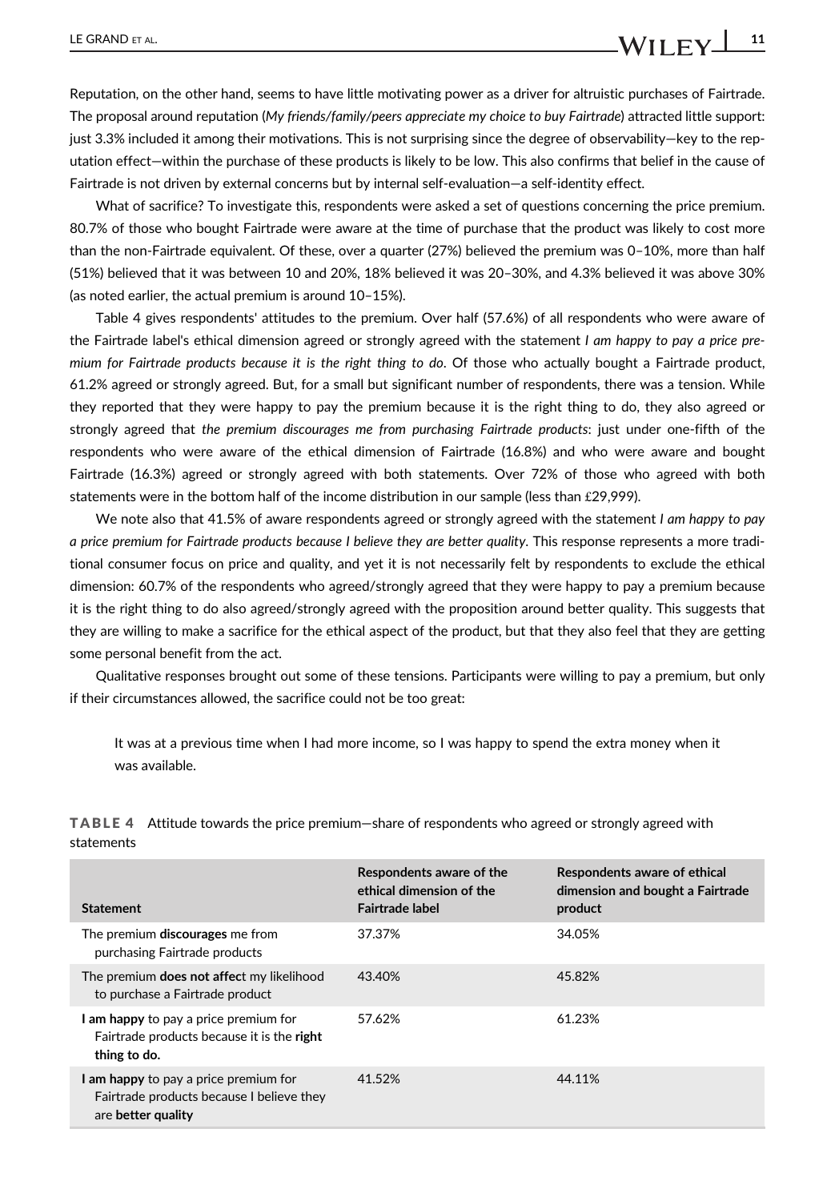Reputation, on the other hand, seems to have little motivating power as a driver for altruistic purchases of Fairtrade. The proposal around reputation (*My friends/family/peers appreciate my choice to buy Fairtrade*) attracted little support: just 3.3% included it among their motivations. This is not surprising since the degree of observability—key to the reputation effect—within the purchase of these products is likely to be low. This also confirms that belief in the cause of Fairtrade is not driven by external concerns but by internal self-evaluation—a self-identity effect.

What of sacrifice? To investigate this, respondents were asked a set of questions concerning the price premium. 80.7% of those who bought Fairtrade were aware at the time of purchase that the product was likely to cost more than the non-Fairtrade equivalent. Of these, over a quarter (27%) believed the premium was 0–10%, more than half (51%) believed that it was between 10 and 20%, 18% believed it was 20–30%, and 4.3% believed it was above 30% (as noted earlier, the actual premium is around 10–15%).

Table 4 gives respondents' attitudes to the premium. Over half (57.6%) of all respondents who were aware of the Fairtrade label's ethical dimension agreed or strongly agreed with the statement *I am happy to pay a price premium for Fairtrade products because it is the right thing to do*. Of those who actually bought a Fairtrade product, 61.2% agreed or strongly agreed. But, for a small but significant number of respondents, there was a tension. While they reported that they were happy to pay the premium because it is the right thing to do, they also agreed or strongly agreed that *the premium discourages me from purchasing Fairtrade products*: just under one-fifth of the respondents who were aware of the ethical dimension of Fairtrade (16.8%) and who were aware and bought Fairtrade (16.3%) agreed or strongly agreed with both statements. Over 72% of those who agreed with both statements were in the bottom half of the income distribution in our sample (less than £29,999).

We note also that 41.5% of aware respondents agreed or strongly agreed with the statement *I am happy to pay a price premium for Fairtrade products because I believe they are better quality*. This response represents a more traditional consumer focus on price and quality, and yet it is not necessarily felt by respondents to exclude the ethical dimension: 60.7% of the respondents who agreed/strongly agreed that they were happy to pay a premium because it is the right thing to do also agreed/strongly agreed with the proposition around better quality. This suggests that they are willing to make a sacrifice for the ethical aspect of the product, but that they also feel that they are getting some personal benefit from the act.

Qualitative responses brought out some of these tensions. Participants were willing to pay a premium, but only if their circumstances allowed, the sacrifice could not be too great:

> It was at a previous time when I had more income, so I was happy to spend the extra money when it was available.

**TABLE 4** Attitude towards the price premium—share of respondents who agreed or strongly agreed with statements

| Statement | Respondents aware of the ethical dimension of the Fairtrade label | Respondents aware of ethical dimension and bought a Fairtrade product |
|---|---|---|
| The premium **discourages** me from purchasing Fairtrade products | 37.37% | 34.05% |
| The premium **does not affect** my likelihood to purchase a Fairtrade product | 43.40% | 45.82% |
| **I am happy** to pay a price premium for Fairtrade products because it is the **right thing to do.** | 57.62% | 61.23% |
| **I am happy** to pay a price premium for Fairtrade products because I believe they are **better quality** | 41.52% | 44.11% |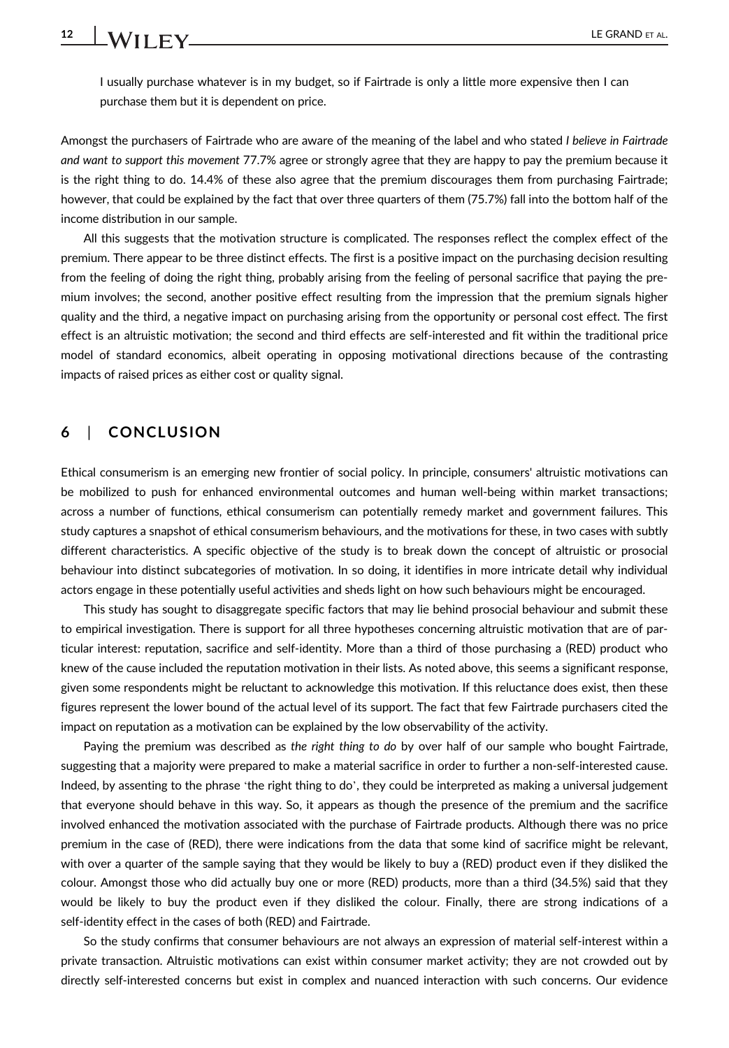> I usually purchase whatever is in my budget, so if Fairtrade is only a little more expensive then I can purchase them but it is dependent on price.

Amongst the purchasers of Fairtrade who are aware of the meaning of the label and who stated *I believe in Fairtrade and want to support this movement* 77.7% agree or strongly agree that they are happy to pay the premium because it is the right thing to do. 14.4% of these also agree that the premium discourages them from purchasing Fairtrade; however, that could be explained by the fact that over three quarters of them (75.7%) fall into the bottom half of the income distribution in our sample.

All this suggests that the motivation structure is complicated. The responses reflect the complex effect of the premium. There appear to be three distinct effects. The first is a positive impact on the purchasing decision resulting from the feeling of doing the right thing, probably arising from the feeling of personal sacrifice that paying the premium involves; the second, another positive effect resulting from the impression that the premium signals higher quality and the third, a negative impact on purchasing arising from the opportunity or personal cost effect. The first effect is an altruistic motivation; the second and third effects are self-interested and fit within the traditional price model of standard economics, albeit operating in opposing motivational directions because of the contrasting impacts of raised prices as either cost or quality signal.

## 6 | CONCLUSION

Ethical consumerism is an emerging new frontier of social policy. In principle, consumers' altruistic motivations can be mobilized to push for enhanced environmental outcomes and human well-being within market transactions; across a number of functions, ethical consumerism can potentially remedy market and government failures. This study captures a snapshot of ethical consumerism behaviours, and the motivations for these, in two cases with subtly different characteristics. A specific objective of the study is to break down the concept of altruistic or prosocial behaviour into distinct subcategories of motivation. In so doing, it identifies in more intricate detail why individual actors engage in these potentially useful activities and sheds light on how such behaviours might be encouraged.

This study has sought to disaggregate specific factors that may lie behind prosocial behaviour and submit these to empirical investigation. There is support for all three hypotheses concerning altruistic motivation that are of particular interest: reputation, sacrifice and self-identity. More than a third of those purchasing a (RED) product who knew of the cause included the reputation motivation in their lists. As noted above, this seems a significant response, given some respondents might be reluctant to acknowledge this motivation. If this reluctance does exist, then these figures represent the lower bound of the actual level of its support. The fact that few Fairtrade purchasers cited the impact on reputation as a motivation can be explained by the low observability of the activity.

Paying the premium was described as *the right thing to do* by over half of our sample who bought Fairtrade, suggesting that a majority were prepared to make a material sacrifice in order to further a non-self-interested cause. Indeed, by assenting to the phrase 'the right thing to do', they could be interpreted as making a universal judgement that everyone should behave in this way. So, it appears as though the presence of the premium and the sacrifice involved enhanced the motivation associated with the purchase of Fairtrade products. Although there was no price premium in the case of (RED), there were indications from the data that some kind of sacrifice might be relevant, with over a quarter of the sample saying that they would be likely to buy a (RED) product even if they disliked the colour. Amongst those who did actually buy one or more (RED) products, more than a third (34.5%) said that they would be likely to buy the product even if they disliked the colour. Finally, there are strong indications of a self-identity effect in the cases of both (RED) and Fairtrade.

So the study confirms that consumer behaviours are not always an expression of material self-interest within a private transaction. Altruistic motivations can exist within consumer market activity; they are not crowded out by directly self-interested concerns but exist in complex and nuanced interaction with such concerns. Our evidence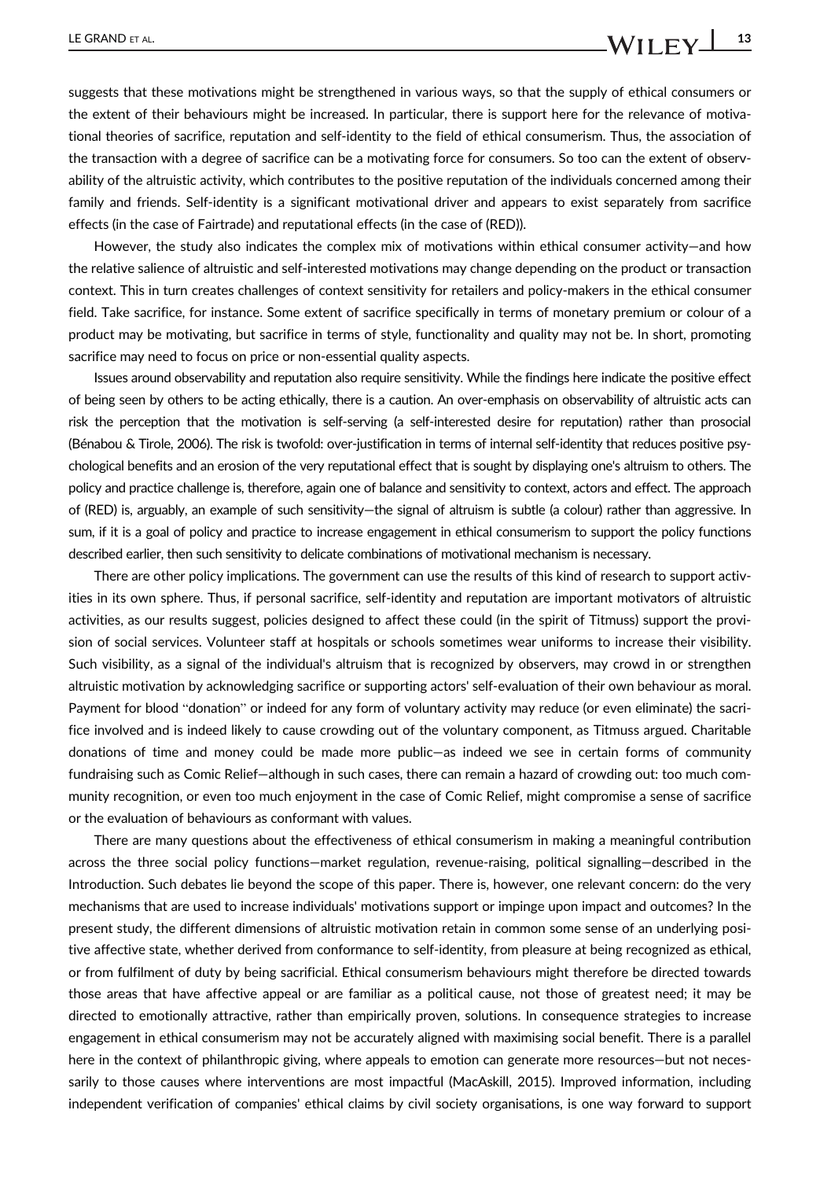suggests that these motivations might be strengthened in various ways, so that the supply of ethical consumers or the extent of their behaviours might be increased. In particular, there is support here for the relevance of motivational theories of sacrifice, reputation and self-identity to the field of ethical consumerism. Thus, the association of the transaction with a degree of sacrifice can be a motivating force for consumers. So too can the extent of observability of the altruistic activity, which contributes to the positive reputation of the individuals concerned among their family and friends. Self-identity is a significant motivational driver and appears to exist separately from sacrifice effects (in the case of Fairtrade) and reputational effects (in the case of (RED)).

However, the study also indicates the complex mix of motivations within ethical consumer activity—and how the relative salience of altruistic and self-interested motivations may change depending on the product or transaction context. This in turn creates challenges of context sensitivity for retailers and policy-makers in the ethical consumer field. Take sacrifice, for instance. Some extent of sacrifice specifically in terms of monetary premium or colour of a product may be motivating, but sacrifice in terms of style, functionality and quality may not be. In short, promoting sacrifice may need to focus on price or non-essential quality aspects.

Issues around observability and reputation also require sensitivity. While the findings here indicate the positive effect of being seen by others to be acting ethically, there is a caution. An over-emphasis on observability of altruistic acts can risk the perception that the motivation is self-serving (a self-interested desire for reputation) rather than prosocial (Bénabou & Tirole, 2006). The risk is twofold: over-justification in terms of internal self-identity that reduces positive psychological benefits and an erosion of the very reputational effect that is sought by displaying one's altruism to others. The policy and practice challenge is, therefore, again one of balance and sensitivity to context, actors and effect. The approach of (RED) is, arguably, an example of such sensitivity—the signal of altruism is subtle (a colour) rather than aggressive. In sum, if it is a goal of policy and practice to increase engagement in ethical consumerism to support the policy functions described earlier, then such sensitivity to delicate combinations of motivational mechanism is necessary.

There are other policy implications. The government can use the results of this kind of research to support activities in its own sphere. Thus, if personal sacrifice, self-identity and reputation are important motivators of altruistic activities, as our results suggest, policies designed to affect these could (in the spirit of Titmuss) support the provision of social services. Volunteer staff at hospitals or schools sometimes wear uniforms to increase their visibility. Such visibility, as a signal of the individual's altruism that is recognized by observers, may crowd in or strengthen altruistic motivation by acknowledging sacrifice or supporting actors' self-evaluation of their own behaviour as moral. Payment for blood "donation" or indeed for any form of voluntary activity may reduce (or even eliminate) the sacrifice involved and is indeed likely to cause crowding out of the voluntary component, as Titmuss argued. Charitable donations of time and money could be made more public—as indeed we see in certain forms of community fundraising such as Comic Relief—although in such cases, there can remain a hazard of crowding out: too much community recognition, or even too much enjoyment in the case of Comic Relief, might compromise a sense of sacrifice or the evaluation of behaviours as conformant with values.

There are many questions about the effectiveness of ethical consumerism in making a meaningful contribution across the three social policy functions—market regulation, revenue-raising, political signalling—described in the Introduction. Such debates lie beyond the scope of this paper. There is, however, one relevant concern: do the very mechanisms that are used to increase individuals' motivations support or impinge upon impact and outcomes? In the present study, the different dimensions of altruistic motivation retain in common some sense of an underlying positive affective state, whether derived from conformance to self-identity, from pleasure at being recognized as ethical, or from fulfilment of duty by being sacrificial. Ethical consumerism behaviours might therefore be directed towards those areas that have affective appeal or are familiar as a political cause, not those of greatest need; it may be directed to emotionally attractive, rather than empirically proven, solutions. In consequence strategies to increase engagement in ethical consumerism may not be accurately aligned with maximising social benefit. There is a parallel here in the context of philanthropic giving, where appeals to emotion can generate more resources—but not necessarily to those causes where interventions are most impactful (MacAskill, 2015). Improved information, including independent verification of companies' ethical claims by civil society organisations, is one way forward to support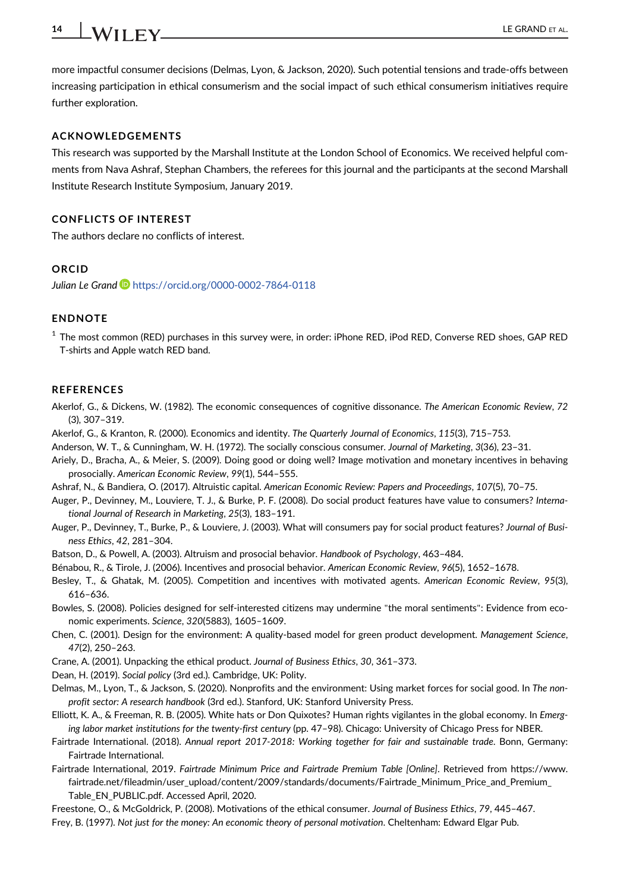more impactful consumer decisions (Delmas, Lyon, & Jackson, 2020). Such potential tensions and trade-offs between increasing participation in ethical consumerism and the social impact of such ethical consumerism initiatives require further exploration.

## ACKNOWLEDGEMENTS

This research was supported by the Marshall Institute at the London School of Economics. We received helpful comments from Nava Ashraf, Stephan Chambers, the referees for this journal and the participants at the second Marshall Institute Research Institute Symposium, January 2019.

## CONFLICTS OF INTEREST

The authors declare no conflicts of interest.

## ORCID

*Julian Le Grand* https://orcid.org/0000-0002-7864-0118

## ENDNOTE

[1] The most common (RED) purchases in this survey were, in order: iPhone RED, iPod RED, Converse RED shoes, GAP RED T-shirts and Apple watch RED band.

## REFERENCES

Akerlof, G., & Dickens, W. (1982). The economic consequences of cognitive dissonance. *The American Economic Review*, *72* (3), 307–319.

Akerlof, G., & Kranton, R. (2000). Economics and identity. *The Quarterly Journal of Economics*, *115*(3), 715–753.

Anderson, W. T., & Cunningham, W. H. (1972). The socially conscious consumer. *Journal of Marketing*, *3*(36), 23–31.

Ariely, D., Bracha, A., & Meier, S. (2009). Doing good or doing well? Image motivation and monetary incentives in behaving prosocially. *American Economic Review*, *99*(1), 544–555.

Ashraf, N., & Bandiera, O. (2017). Altruistic capital. *American Economic Review: Papers and Proceedings*, *107*(5), 70–75.

Auger, P., Devinney, M., Louviere, T. J., & Burke, P. F. (2008). Do social product features have value to consumers? *International Journal of Research in Marketing*, *25*(3), 183–191.

Auger, P., Devinney, T., Burke, P., & Louviere, J. (2003). What will consumers pay for social product features? *Journal of Business Ethics*, *42*, 281–304.

Batson, D., & Powell, A. (2003). Altruism and prosocial behavior. *Handbook of Psychology*, 463–484.

Bénabou, R., & Tirole, J. (2006). Incentives and prosocial behavior. *American Economic Review*, *96*(5), 1652–1678.

Besley, T., & Ghatak, M. (2005). Competition and incentives with motivated agents. *American Economic Review*, *95*(3), 616–636.

Bowles, S. (2008). Policies designed for self-interested citizens may undermine "the moral sentiments": Evidence from economic experiments. *Science*, *320*(5883), 1605–1609.

Chen, C. (2001). Design for the environment: A quality-based model for green product development. *Management Science*, *47*(2), 250–263.

Crane, A. (2001). Unpacking the ethical product. *Journal of Business Ethics*, *30*, 361–373.

Dean, H. (2019). *Social policy* (3rd ed.). Cambridge, UK: Polity.

Delmas, M., Lyon, T., & Jackson, S. (2020). Nonprofits and the environment: Using market forces for social good. In *The nonprofit sector: A research handbook* (3rd ed.). Stanford, UK: Stanford University Press.

Elliott, K. A., & Freeman, R. B. (2005). White hats or Don Quixotes? Human rights vigilantes in the global economy. In *Emerging labor market institutions for the twenty-first century* (pp. 47–98). Chicago: University of Chicago Press for NBER.

Fairtrade International. (2018). *Annual report 2017-2018: Working together for fair and sustainable trade*. Bonn, Germany: Fairtrade International.

Fairtrade International, 2019. *Fairtrade Minimum Price and Fairtrade Premium Table [Online]*. Retrieved from https://www.fairtrade.net/fileadmin/user_upload/content/2009/standards/documents/Fairtrade_Minimum_Price_and_Premium_Table_EN_PUBLIC.pdf. Accessed April, 2020.

Freestone, O., & McGoldrick, P. (2008). Motivations of the ethical consumer. *Journal of Business Ethics*, *79*, 445–467.

Frey, B. (1997). *Not just for the money: An economic theory of personal motivation*. Cheltenham: Edward Elgar Pub.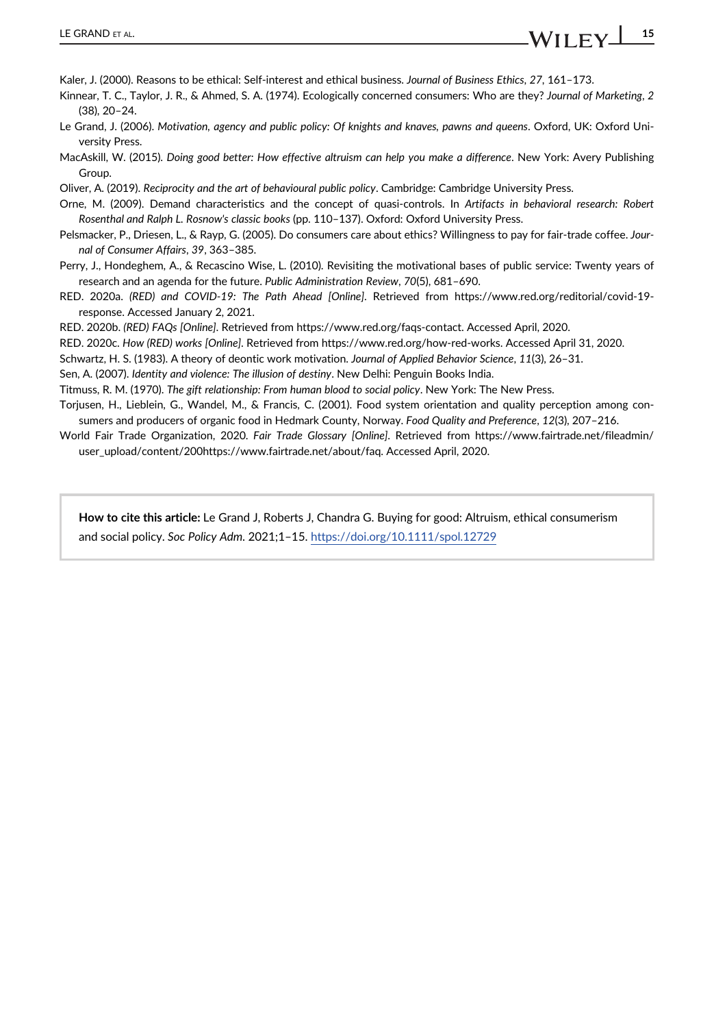Kaler, J. (2000). Reasons to be ethical: Self-interest and ethical business. *Journal of Business Ethics*, *27*, 161–173.

Kinnear, T. C., Taylor, J. R., & Ahmed, S. A. (1974). Ecologically concerned consumers: Who are they? *Journal of Marketing*, *2* (38), 20–24.

Le Grand, J. (2006). *Motivation, agency and public policy: Of knights and knaves, pawns and queens*. Oxford, UK: Oxford University Press.

MacAskill, W. (2015). *Doing good better: How effective altruism can help you make a difference*. New York: Avery Publishing Group.

Oliver, A. (2019). *Reciprocity and the art of behavioural public policy*. Cambridge: Cambridge University Press.

Orne, M. (2009). Demand characteristics and the concept of quasi-controls. In *Artifacts in behavioral research: Robert Rosenthal and Ralph L. Rosnow's classic books* (pp. 110–137). Oxford: Oxford University Press.

Pelsmacker, P., Driesen, L., & Rayp, G. (2005). Do consumers care about ethics? Willingness to pay for fair-trade coffee. *Journal of Consumer Affairs*, *39*, 363–385.

Perry, J., Hondeghem, A., & Recascino Wise, L. (2010). Revisiting the motivational bases of public service: Twenty years of research and an agenda for the future. *Public Administration Review*, *70*(5), 681–690.

RED. 2020a. *(RED) and COVID-19: The Path Ahead [Online]*. Retrieved from https://www.red.org/reditorial/covid-19-response. Accessed January 2, 2021.

RED. 2020b. *(RED) FAQs [Online]*. Retrieved from https://www.red.org/faqs-contact. Accessed April, 2020.

RED. 2020c. *How (RED) works [Online]*. Retrieved from https://www.red.org/how-red-works. Accessed April 31, 2020.

Schwartz, H. S. (1983). A theory of deontic work motivation. *Journal of Applied Behavior Science*, *11*(3), 26–31.

Sen, A. (2007). *Identity and violence: The illusion of destiny*. New Delhi: Penguin Books India.

Titmuss, R. M. (1970). *The gift relationship: From human blood to social policy*. New York: The New Press.

Torjusen, H., Lieblein, G., Wandel, M., & Francis, C. (2001). Food system orientation and quality perception among consumers and producers of organic food in Hedmark County, Norway. *Food Quality and Preference*, *12*(3), 207–216.

World Fair Trade Organization, 2020. *Fair Trade Glossary [Online]*. Retrieved from https://www.fairtrade.net/fileadmin/user_upload/content/200https://www.fairtrade.net/about/faq. Accessed April, 2020.

**How to cite this article:** Le Grand J, Roberts J, Chandra G. Buying for good: Altruism, ethical consumerism and social policy. *Soc Policy Adm*. 2021;1–15. https://doi.org/10.1111/spol.12729